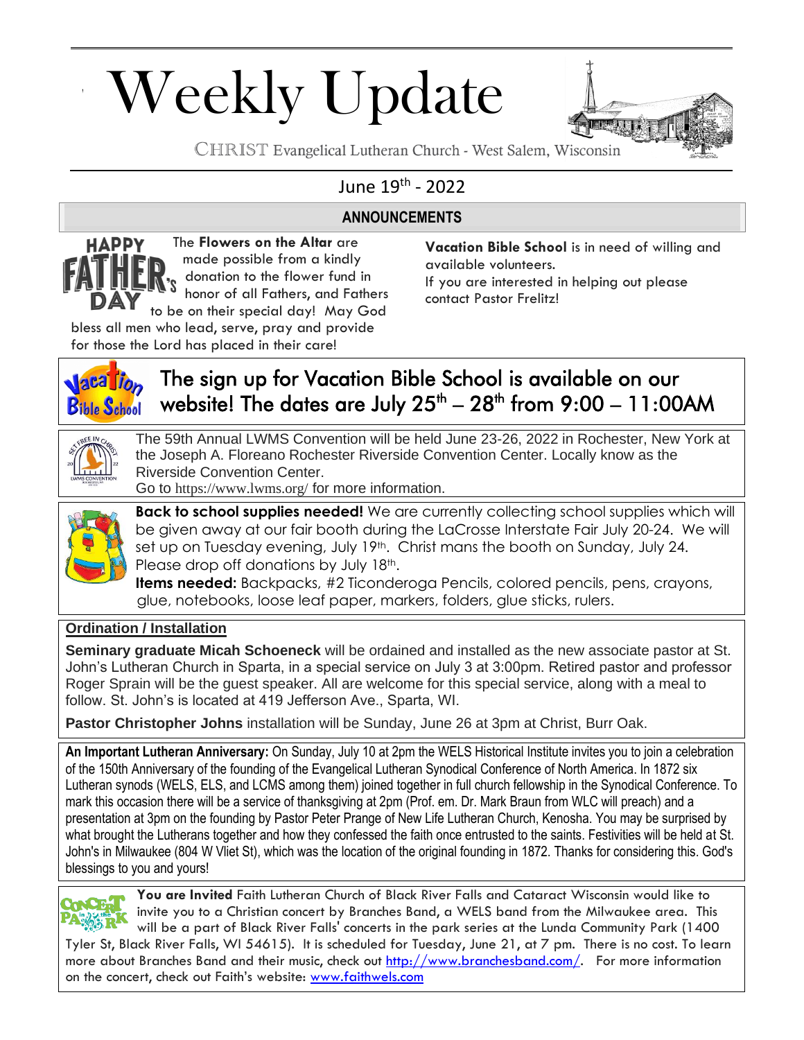# Weekly Update

CHRIST Evangelical Lutheran Church - West Salem, Wisconsin

June 19th - 2022

## ANNOUNCEMENTS

HAPPY FATHER'S DAY

The **Flowers on the Altar** are made possible from a kindly donation to the flower fund in honor of all Fathers, and Fathers to be on their special day! May God bless all men who lead, serve, pray and provide for those the Lord has placed in their care!

**Vacation Bible School** is in need of willing and available volunteers.
If you are interested in helping out please contact Pastor Frelitz!

## The sign up for Vacation Bible School is available on our website! The dates are July 25th – 28th from 9:00 – 11:00AM

The 59th Annual LWMS Convention will be held June 23-26, 2022 in Rochester, New York at the Joseph A. Floreano Rochester Riverside Convention Center. Locally know as the Riverside Convention Center.
Go to https://www.lwms.org/ for more information.

**Back to school supplies needed!** We are currently collecting school supplies which will be given away at our fair booth during the LaCrosse Interstate Fair July 20-24. We will set up on Tuesday evening, July 19th. Christ mans the booth on Sunday, July 24. Please drop off donations by July 18th.

**Items needed:** Backpacks, #2 Ticonderoga Pencils, colored pencils, pens, crayons, glue, notebooks, loose leaf paper, markers, folders, glue sticks, rulers.

**Ordination / Installation**

**Seminary graduate Micah Schoeneck** will be ordained and installed as the new associate pastor at St. John's Lutheran Church in Sparta, in a special service on July 3 at 3:00pm. Retired pastor and professor Roger Sprain will be the guest speaker. All are welcome for this special service, along with a meal to follow. St. John's is located at 419 Jefferson Ave., Sparta, WI.

**Pastor Christopher Johns** installation will be Sunday, June 26 at 3pm at Christ, Burr Oak.

**An Important Lutheran Anniversary:** On Sunday, July 10 at 2pm the WELS Historical Institute invites you to join a celebration of the 150th Anniversary of the founding of the Evangelical Lutheran Synodical Conference of North America. In 1872 six Lutheran synods (WELS, ELS, and LCMS among them) joined together in full church fellowship in the Synodical Conference. To mark this occasion there will be a service of thanksgiving at 2pm (Prof. em. Dr. Mark Braun from WLC will preach) and a presentation at 3pm on the founding by Pastor Peter Prange of New Life Lutheran Church, Kenosha. You may be surprised by what brought the Lutherans together and how they confessed the faith once entrusted to the saints. Festivities will be held at St. John's in Milwaukee (804 W Vliet St), which was the location of the original founding in 1872. Thanks for considering this. God's blessings to you and yours!

**You are Invited** Faith Lutheran Church of Black River Falls and Cataract Wisconsin would like to invite you to a Christian concert by Branches Band, a WELS band from the Milwaukee area. This will be a part of Black River Falls' concerts in the park series at the Lunda Community Park (1400 Tyler St, Black River Falls, WI 54615). It is scheduled for Tuesday, June 21, at 7 pm. There is no cost. To learn more about Branches Band and their music, check out http://www.branchesband.com/. For more information on the concert, check out Faith's website: www.faithwels.com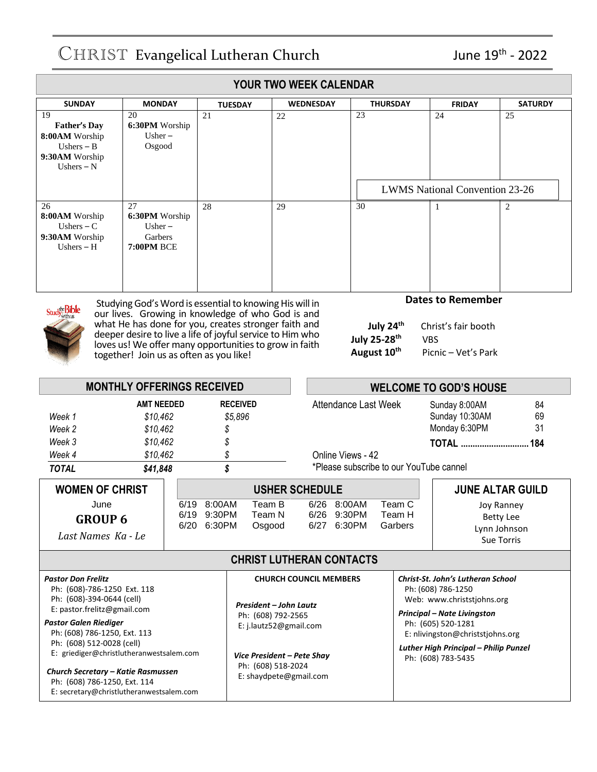# CHRIST Evangelical Lutheran Church

June 19th - 2022

## YOUR TWO WEEK CALENDAR

| SUNDAY | MONDAY | TUESDAY | WEDNESDAY | THURSDAY | FRIDAY | SATURDY |
|---|---|---|---|---|---|---|
| 19 **Father's Day** **8:00AM** Worship Ushers – B **9:30AM** Worship Ushers – N | 20 **6:30PM** Worship Usher – Osgood | 21 | 22 | 23 LWMS National Convention 23-26 | 24 | 25 |
| 26 **8:00AM** Worship Ushers – C **9:30AM** Worship Ushers – H | 27 **6:30PM** Worship Usher – Garbers **7:00PM** BCE | 28 | 29 | 30 | 1 | 2 |

Studying God's Word is essential to knowing His will in our lives. Growing in knowledge of who God is and what He has done for you, creates stronger faith and deeper desire to live a life of joyful service to Him who loves us! We offer many opportunities to grow in faith together! Join us as often as you like!

### Dates to Remember

| | |
|---|---|
| **July 24th** | Christ's fair booth |
| **July 25-28th** | VBS |
| **August 10th** | Picnic – Vet's Park |

## MONTHLY OFFERINGS RECEIVED

| | AMT NEEDED | RECEIVED |
|---|---|---|
| *Week 1* | *$10,462* | *$5,896* |
| *Week 2* | *$10,462* | *$* |
| *Week 3* | *$10,462* | *$* |
| *Week 4* | *$10,462* | *$* |
| ***TOTAL*** | ***$41,848*** | ***$*** |

## WELCOME TO GOD'S HOUSE

Attendance Last Week

| | |
|---|---|
| Sunday 8:00AM | 84 |
| Sunday 10:30AM | 69 |
| Monday 6:30PM | 31 |
| **TOTAL** | **184** |

Online Views - 42

*Please subscribe to our YouTube cannel

## WOMEN OF CHRIST

June

**GROUP 6**

*Last Names Ka - Le*

## USHER SCHEDULE

| | | | | | |
|---|---|---|---|---|---|
| 6/19 | 8:00AM | Team B | 6/26 | 8:00AM | Team C |
| 6/19 | 9:30PM | Team N | 6/26 | 9:30PM | Team H |
| 6/20 | 6:30PM | Osgood | 6/27 | 6:30PM | Garbers |

## JUNE ALTAR GUILD

Joy Ranney
Betty Lee
Lynn Johnson
Sue Torris

## CHRIST LUTHERAN CONTACTS

***Pastor Don Frelitz***
Ph: (608)-786-1250 Ext. 118
Ph: (608)-394-0644 (cell)
E: pastor.frelitz@gmail.com

***Pastor Galen Riediger***
Ph: (608) 786-1250, Ext. 113
Ph: (608) 512-0028 (cell)
E: griediger@christlutheranwestsalem.com

***Church Secretary – Katie Rasmussen***
Ph: (608) 786-1250, Ext. 114
E: secretary@christlutheranwestsalem.com

**CHURCH COUNCIL MEMBERS**

***President – John Lautz***
Ph: (608) 792-2565
E: j.lautz52@gmail.com

***Vice President – Pete Shay***
Ph: (608) 518-2024
E: shaydpete@gmail.com

***Christ-St. John's Lutheran School***
Ph: (608) 786-1250
Web: www.christstjohns.org

***Principal – Nate Livingston***
Ph: (605) 520-1281
E: nlivingston@christstjohns.org

***Luther High Principal – Philip Punzel***
Ph: (608) 783-5435